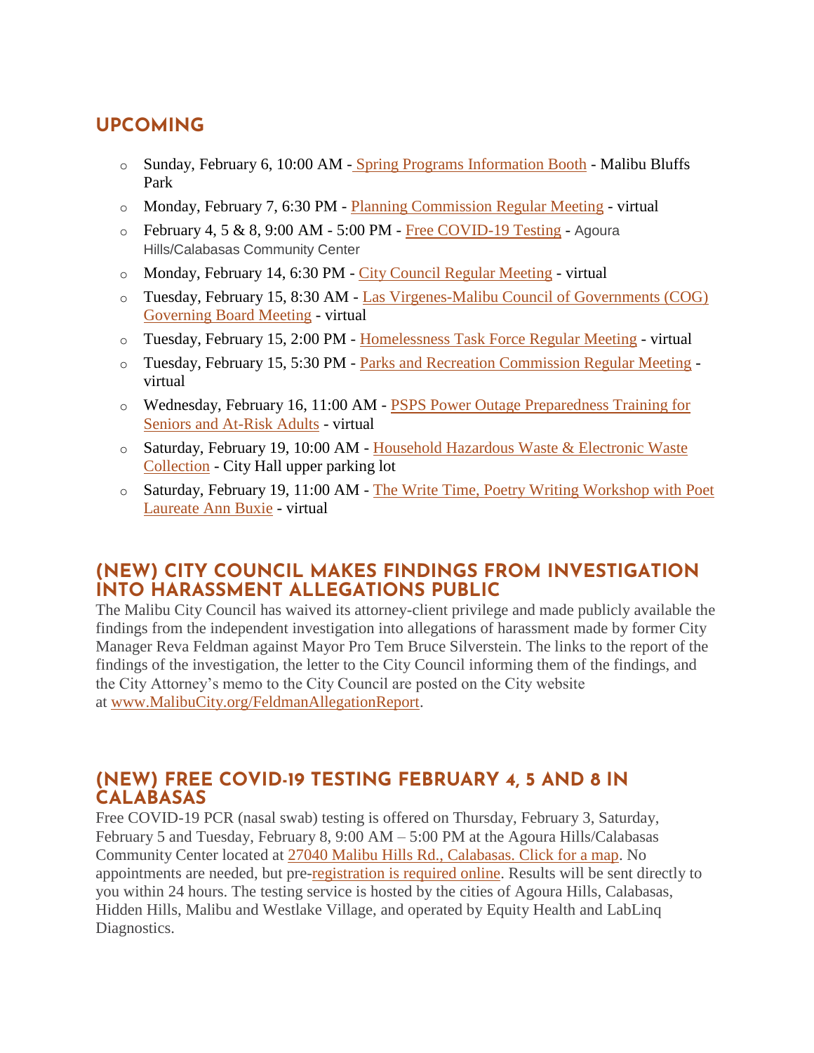## UPCOMING

- Sunday, February 6, 10:00 AM - Spring Programs Information Booth - Malibu Bluffs Park
- Monday, February 7, 6:30 PM - Planning Commission Regular Meeting - virtual
- February 4, 5 & 8, 9:00 AM - 5:00 PM - Free COVID-19 Testing - Agoura Hills/Calabasas Community Center
- Monday, February 14, 6:30 PM - City Council Regular Meeting - virtual
- Tuesday, February 15, 8:30 AM - Las Virgenes-Malibu Council of Governments (COG) Governing Board Meeting - virtual
- Tuesday, February 15, 2:00 PM - Homelessness Task Force Regular Meeting - virtual
- Tuesday, February 15, 5:30 PM - Parks and Recreation Commission Regular Meeting - virtual
- Wednesday, February 16, 11:00 AM - PSPS Power Outage Preparedness Training for Seniors and At-Risk Adults - virtual
- Saturday, February 19, 10:00 AM - Household Hazardous Waste & Electronic Waste Collection - City Hall upper parking lot
- Saturday, February 19, 11:00 AM - The Write Time, Poetry Writing Workshop with Poet Laureate Ann Buxie - virtual

## (NEW) CITY COUNCIL MAKES FINDINGS FROM INVESTIGATION INTO HARASSMENT ALLEGATIONS PUBLIC

The Malibu City Council has waived its attorney-client privilege and made publicly available the findings from the independent investigation into allegations of harassment made by former City Manager Reva Feldman against Mayor Pro Tem Bruce Silverstein. The links to the report of the findings of the investigation, the letter to the City Council informing them of the findings, and the City Attorney's memo to the City Council are posted on the City website at www.MalibuCity.org/FeldmanAllegationReport.

## (NEW) FREE COVID-19 TESTING FEBRUARY 4, 5 AND 8 IN CALABASAS

Free COVID-19 PCR (nasal swab) testing is offered on Thursday, February 3, Saturday, February 5 and Tuesday, February 8, 9:00 AM – 5:00 PM at the Agoura Hills/Calabasas Community Center located at 27040 Malibu Hills Rd., Calabasas. Click for a map. No appointments are needed, but pre-registration is required online. Results will be sent directly to you within 24 hours. The testing service is hosted by the cities of Agoura Hills, Calabasas, Hidden Hills, Malibu and Westlake Village, and operated by Equity Health and LabLinq Diagnostics.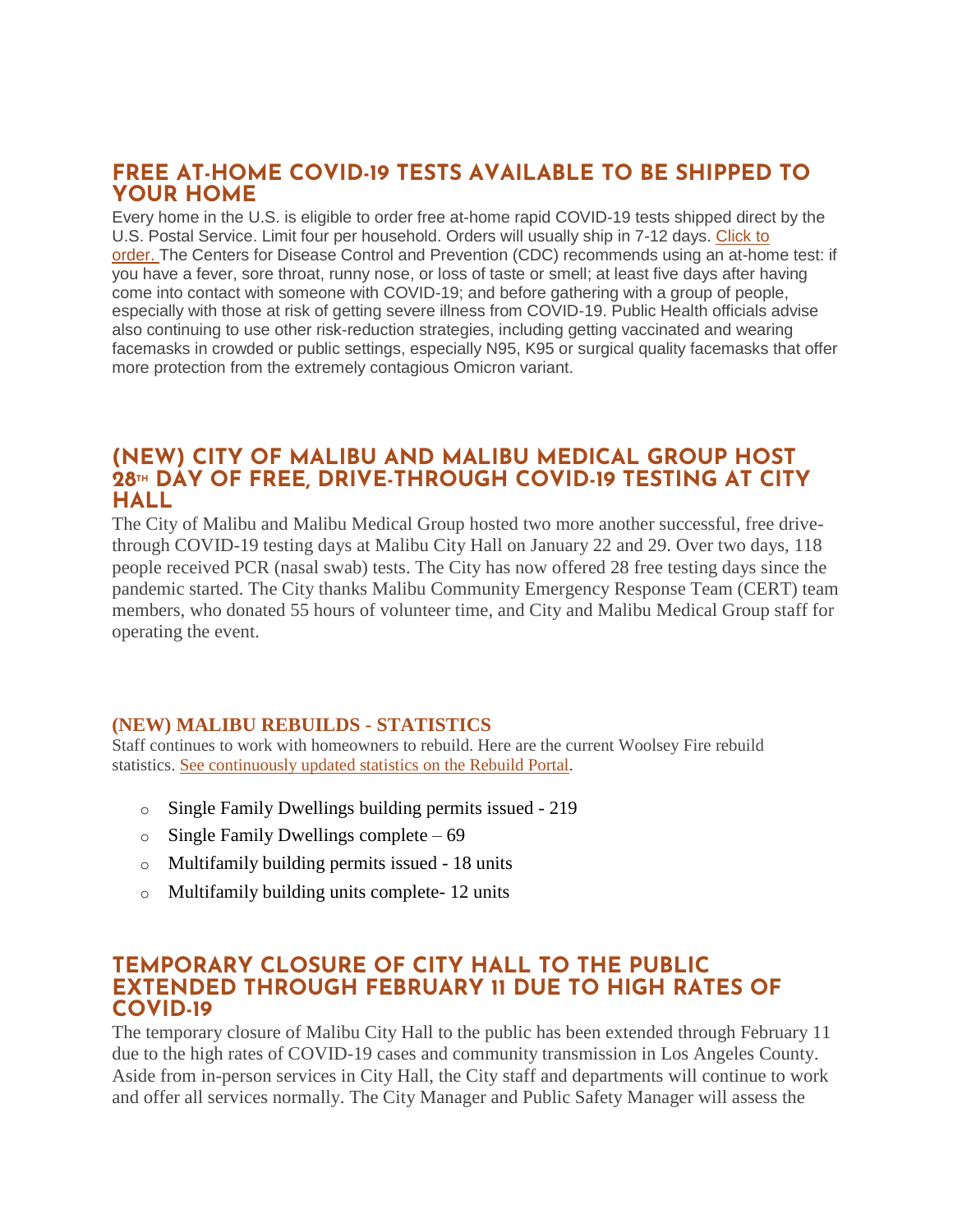## FREE AT-HOME COVID-19 TESTS AVAILABLE TO BE SHIPPED TO YOUR HOME

Every home in the U.S. is eligible to order free at-home rapid COVID-19 tests shipped direct by the U.S. Postal Service. Limit four per household. Orders will usually ship in 7-12 days. [Click to order.](#) The Centers for Disease Control and Prevention (CDC) recommends using an at-home test: if you have a fever, sore throat, runny nose, or loss of taste or smell; at least five days after having come into contact with someone with COVID-19; and before gathering with a group of people, especially with those at risk of getting severe illness from COVID-19. Public Health officials advise also continuing to use other risk-reduction strategies, including getting vaccinated and wearing facemasks in crowded or public settings, especially N95, K95 or surgical quality facemasks that offer more protection from the extremely contagious Omicron variant.

## (NEW) CITY OF MALIBU AND MALIBU MEDICAL GROUP HOST 28TH DAY OF FREE, DRIVE-THROUGH COVID-19 TESTING AT CITY HALL

The City of Malibu and Malibu Medical Group hosted two more another successful, free drive-through COVID-19 testing days at Malibu City Hall on January 22 and 29. Over two days, 118 people received PCR (nasal swab) tests. The City has now offered 28 free testing days since the pandemic started. The City thanks Malibu Community Emergency Response Team (CERT) team members, who donated 55 hours of volunteer time, and City and Malibu Medical Group staff for operating the event.

### (NEW) MALIBU REBUILDS - STATISTICS

Staff continues to work with homeowners to rebuild. Here are the current Woolsey Fire rebuild statistics. [See continuously updated statistics on the Rebuild Portal](#).

- Single Family Dwellings building permits issued - 219
- Single Family Dwellings complete – 69
- Multifamily building permits issued - 18 units
- Multifamily building units complete- 12 units

## TEMPORARY CLOSURE OF CITY HALL TO THE PUBLIC EXTENDED THROUGH FEBRUARY 11 DUE TO HIGH RATES OF COVID-19

The temporary closure of Malibu City Hall to the public has been extended through February 11 due to the high rates of COVID-19 cases and community transmission in Los Angeles County. Aside from in-person services in City Hall, the City staff and departments will continue to work and offer all services normally. The City Manager and Public Safety Manager will assess the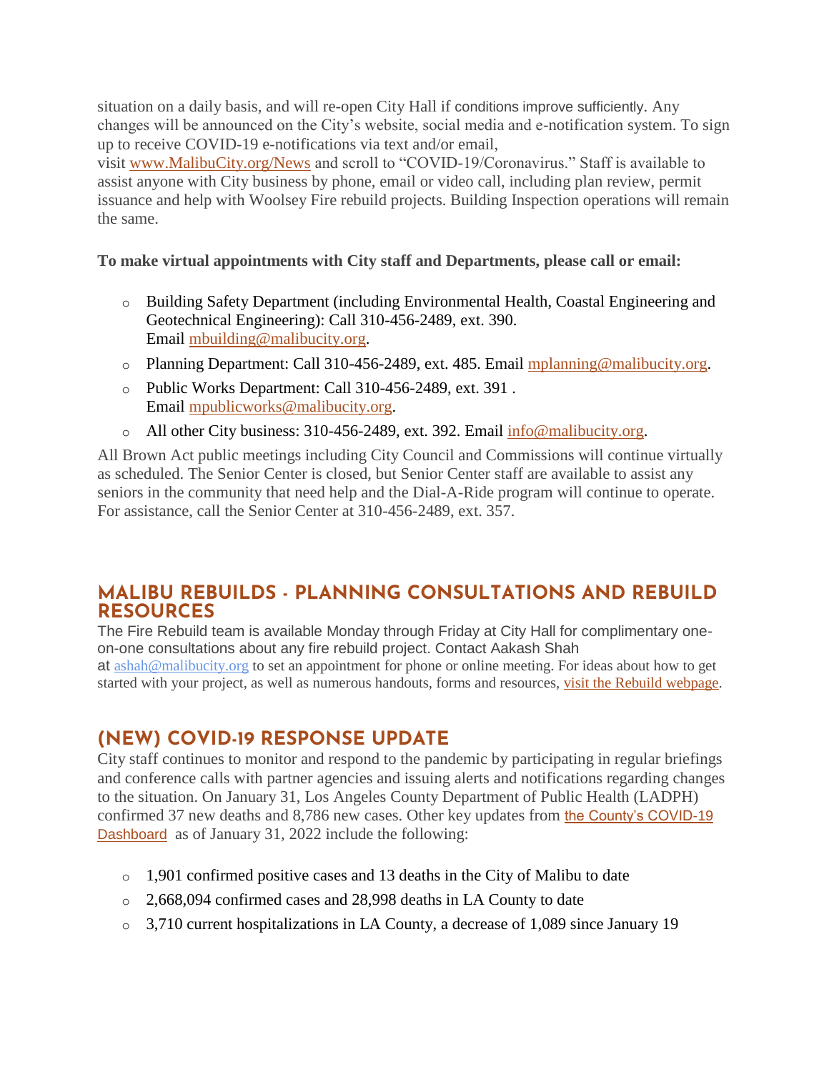situation on a daily basis, and will re-open City Hall if conditions improve sufficiently. Any changes will be announced on the City's website, social media and e-notification system. To sign up to receive COVID-19 e-notifications via text and/or email, visit www.MalibuCity.org/News and scroll to "COVID-19/Coronavirus." Staff is available to assist anyone with City business by phone, email or video call, including plan review, permit issuance and help with Woolsey Fire rebuild projects. Building Inspection operations will remain the same.

**To make virtual appointments with City staff and Departments, please call or email:**

- Building Safety Department (including Environmental Health, Coastal Engineering and Geotechnical Engineering): Call 310-456-2489, ext. 390. Email mbuilding@malibucity.org.
- Planning Department: Call 310-456-2489, ext. 485. Email mplanning@malibucity.org.
- Public Works Department: Call 310-456-2489, ext. 391 . Email mpublicworks@malibucity.org.
- All other City business: 310-456-2489, ext. 392. Email info@malibucity.org.

All Brown Act public meetings including City Council and Commissions will continue virtually as scheduled. The Senior Center is closed, but Senior Center staff are available to assist any seniors in the community that need help and the Dial-A-Ride program will continue to operate. For assistance, call the Senior Center at 310-456-2489, ext. 357.

## MALIBU REBUILDS - PLANNING CONSULTATIONS AND REBUILD RESOURCES

The Fire Rebuild team is available Monday through Friday at City Hall for complimentary one-on-one consultations about any fire rebuild project. Contact Aakash Shah at ashah@malibucity.org to set an appointment for phone or online meeting. For ideas about how to get started with your project, as well as numerous handouts, forms and resources, visit the Rebuild webpage.

## (NEW) COVID-19 RESPONSE UPDATE

City staff continues to monitor and respond to the pandemic by participating in regular briefings and conference calls with partner agencies and issuing alerts and notifications regarding changes to the situation. On January 31, Los Angeles County Department of Public Health (LADPH) confirmed 37 new deaths and 8,786 new cases. Other key updates from the County's COVID-19 Dashboard as of January 31, 2022 include the following:

- 1,901 confirmed positive cases and 13 deaths in the City of Malibu to date
- 2,668,094 confirmed cases and 28,998 deaths in LA County to date
- 3,710 current hospitalizations in LA County, a decrease of 1,089 since January 19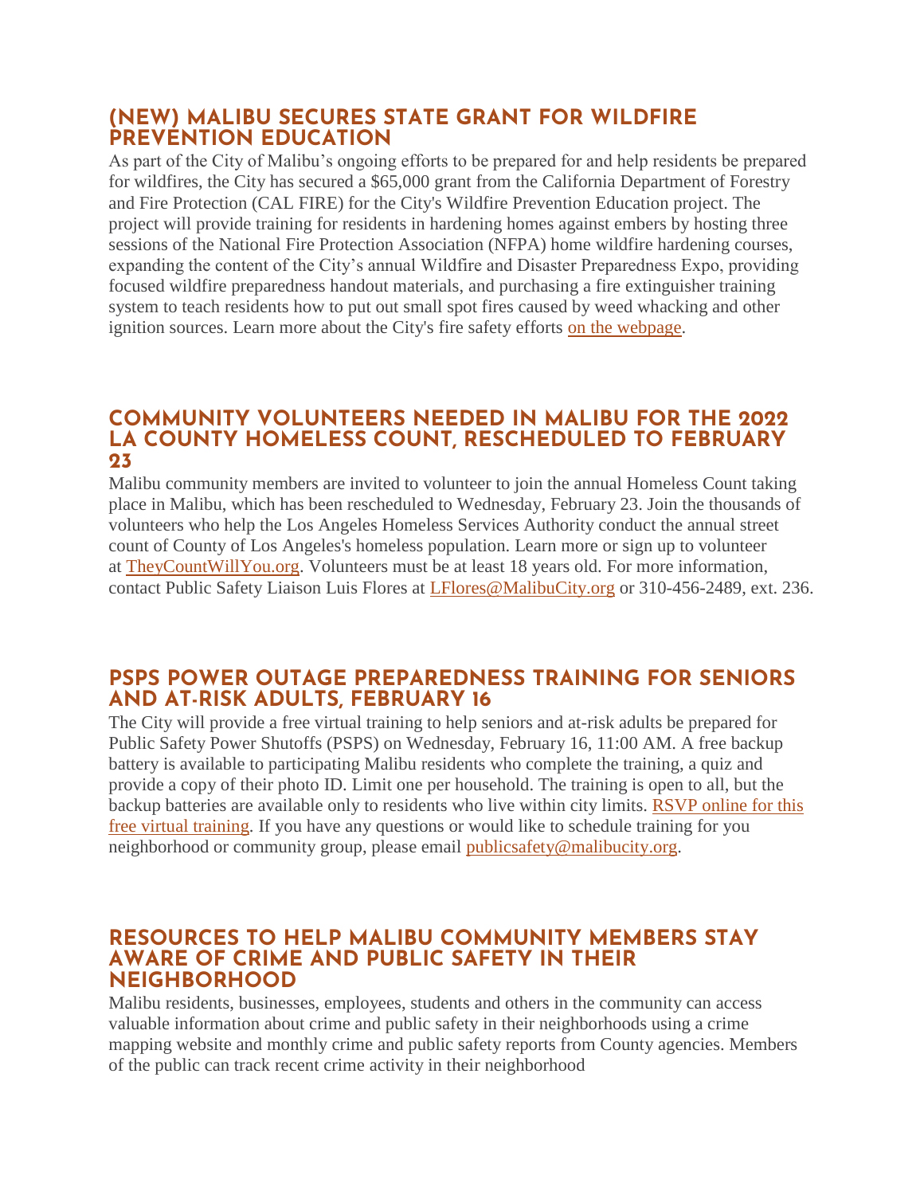## (NEW) MALIBU SECURES STATE GRANT FOR WILDFIRE PREVENTION EDUCATION

As part of the City of Malibu's ongoing efforts to be prepared for and help residents be prepared for wildfires, the City has secured a $65,000 grant from the California Department of Forestry and Fire Protection (CAL FIRE) for the City's Wildfire Prevention Education project. The project will provide training for residents in hardening homes against embers by hosting three sessions of the National Fire Protection Association (NFPA) home wildfire hardening courses, expanding the content of the City's annual Wildfire and Disaster Preparedness Expo, providing focused wildfire preparedness handout materials, and purchasing a fire extinguisher training system to teach residents how to put out small spot fires caused by weed whacking and other ignition sources. Learn more about the City's fire safety efforts on the webpage.

## COMMUNITY VOLUNTEERS NEEDED IN MALIBU FOR THE 2022 LA COUNTY HOMELESS COUNT, RESCHEDULED TO FEBRUARY 23

Malibu community members are invited to volunteer to join the annual Homeless Count taking place in Malibu, which has been rescheduled to Wednesday, February 23. Join the thousands of volunteers who help the Los Angeles Homeless Services Authority conduct the annual street count of County of Los Angeles's homeless population. Learn more or sign up to volunteer at TheyCountWillYou.org. Volunteers must be at least 18 years old. For more information, contact Public Safety Liaison Luis Flores at LFlores@MalibuCity.org or 310-456-2489, ext. 236.

## PSPS POWER OUTAGE PREPAREDNESS TRAINING FOR SENIORS AND AT-RISK ADULTS, FEBRUARY 16

The City will provide a free virtual training to help seniors and at-risk adults be prepared for Public Safety Power Shutoffs (PSPS) on Wednesday, February 16, 11:00 AM. A free backup battery is available to participating Malibu residents who complete the training, a quiz and provide a copy of their photo ID. Limit one per household. The training is open to all, but the backup batteries are available only to residents who live within city limits. RSVP online for this free virtual training. If you have any questions or would like to schedule training for you neighborhood or community group, please email publicsafety@malibucity.org.

## RESOURCES TO HELP MALIBU COMMUNITY MEMBERS STAY AWARE OF CRIME AND PUBLIC SAFETY IN THEIR NEIGHBORHOOD

Malibu residents, businesses, employees, students and others in the community can access valuable information about crime and public safety in their neighborhoods using a crime mapping website and monthly crime and public safety reports from County agencies. Members of the public can track recent crime activity in their neighborhood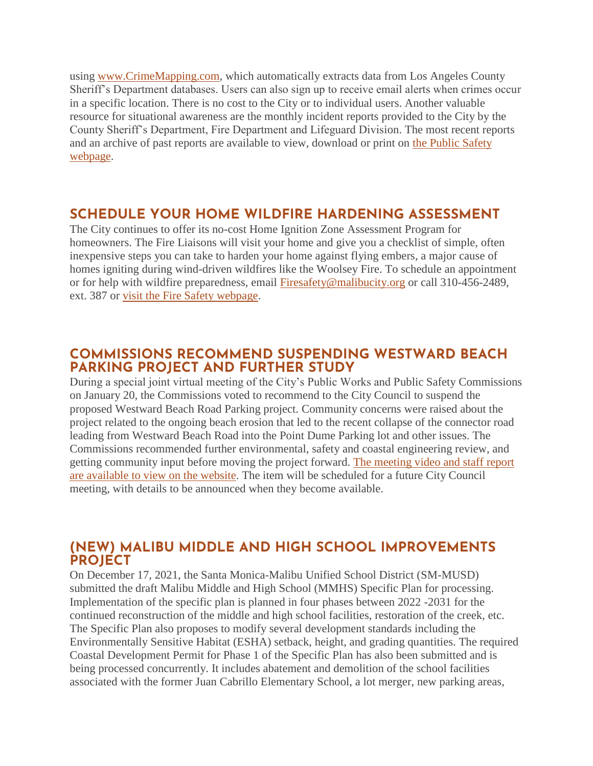using [www.CrimeMapping.com](http://www.CrimeMapping.com), which automatically extracts data from Los Angeles County Sheriff's Department databases. Users can also sign up to receive email alerts when crimes occur in a specific location. There is no cost to the City or to individual users. Another valuable resource for situational awareness are the monthly incident reports provided to the City by the County Sheriff's Department, Fire Department and Lifeguard Division. The most recent reports and an archive of past reports are available to view, download or print on the Public Safety webpage.

## SCHEDULE YOUR HOME WILDFIRE HARDENING ASSESSMENT

The City continues to offer its no-cost Home Ignition Zone Assessment Program for homeowners. The Fire Liaisons will visit your home and give you a checklist of simple, often inexpensive steps you can take to harden your home against flying embers, a major cause of homes igniting during wind-driven wildfires like the Woolsey Fire. To schedule an appointment or for help with wildfire preparedness, email Firesafety@malibucity.org or call 310-456-2489, ext. 387 or visit the Fire Safety webpage.

## COMMISSIONS RECOMMEND SUSPENDING WESTWARD BEACH PARKING PROJECT AND FURTHER STUDY

During a special joint virtual meeting of the City's Public Works and Public Safety Commissions on January 20, the Commissions voted to recommend to the City Council to suspend the proposed Westward Beach Road Parking project. Community concerns were raised about the project related to the ongoing beach erosion that led to the recent collapse of the connector road leading from Westward Beach Road into the Point Dume Parking lot and other issues. The Commissions recommended further environmental, safety and coastal engineering review, and getting community input before moving the project forward. The meeting video and staff report are available to view on the website. The item will be scheduled for a future City Council meeting, with details to be announced when they become available.

## (NEW) MALIBU MIDDLE AND HIGH SCHOOL IMPROVEMENTS PROJECT

On December 17, 2021, the Santa Monica-Malibu Unified School District (SM-MUSD) submitted the draft Malibu Middle and High School (MMHS) Specific Plan for processing. Implementation of the specific plan is planned in four phases between 2022 -2031 for the continued reconstruction of the middle and high school facilities, restoration of the creek, etc. The Specific Plan also proposes to modify several development standards including the Environmentally Sensitive Habitat (ESHA) setback, height, and grading quantities. The required Coastal Development Permit for Phase 1 of the Specific Plan has also been submitted and is being processed concurrently. It includes abatement and demolition of the school facilities associated with the former Juan Cabrillo Elementary School, a lot merger, new parking areas,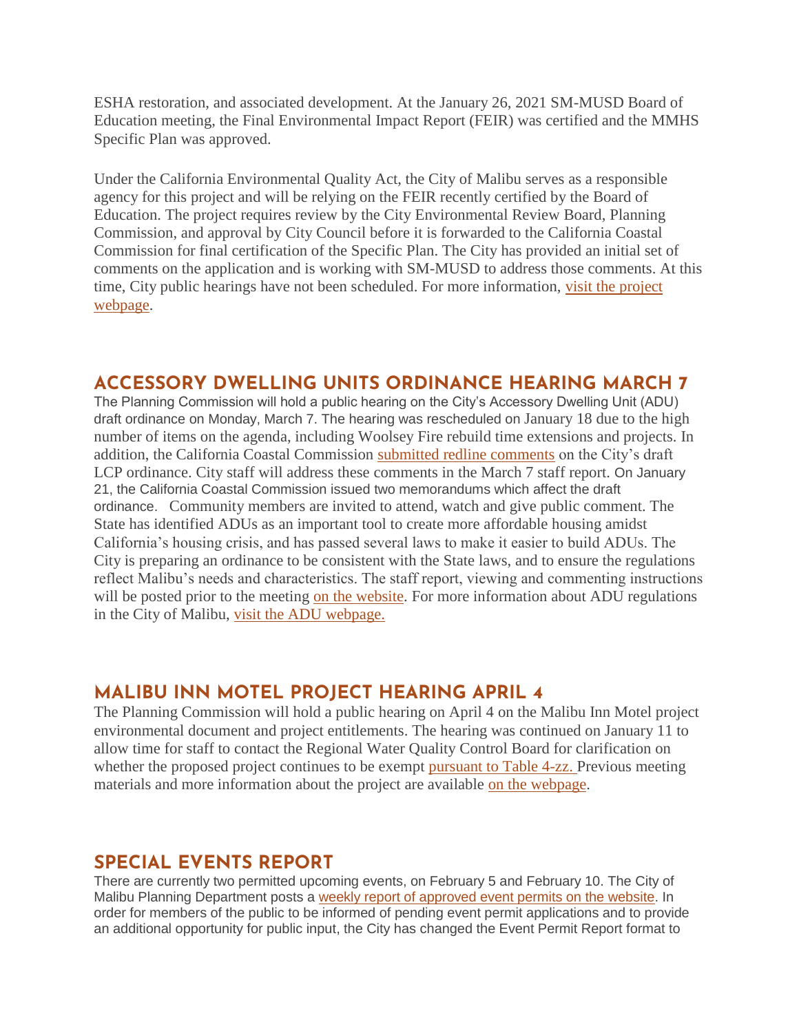ESHA restoration, and associated development. At the January 26, 2021 SM-MUSD Board of Education meeting, the Final Environmental Impact Report (FEIR) was certified and the MMHS Specific Plan was approved.

Under the California Environmental Quality Act, the City of Malibu serves as a responsible agency for this project and will be relying on the FEIR recently certified by the Board of Education. The project requires review by the City Environmental Review Board, Planning Commission, and approval by City Council before it is forwarded to the California Coastal Commission for final certification of the Specific Plan. The City has provided an initial set of comments on the application and is working with SM-MUSD to address those comments. At this time, City public hearings have not been scheduled. For more information, visit the project webpage.

## ACCESSORY DWELLING UNITS ORDINANCE HEARING MARCH 7

The Planning Commission will hold a public hearing on the City's Accessory Dwelling Unit (ADU) draft ordinance on Monday, March 7. The hearing was rescheduled on January 18 due to the high number of items on the agenda, including Woolsey Fire rebuild time extensions and projects. In addition, the California Coastal Commission submitted redline comments on the City's draft LCP ordinance. City staff will address these comments in the March 7 staff report. On January 21, the California Coastal Commission issued two memorandums which affect the draft ordinance. Community members are invited to attend, watch and give public comment. The State has identified ADUs as an important tool to create more affordable housing amidst California's housing crisis, and has passed several laws to make it easier to build ADUs. The City is preparing an ordinance to be consistent with the State laws, and to ensure the regulations reflect Malibu's needs and characteristics. The staff report, viewing and commenting instructions will be posted prior to the meeting on the website. For more information about ADU regulations in the City of Malibu, visit the ADU webpage.

## MALIBU INN MOTEL PROJECT HEARING APRIL 4

The Planning Commission will hold a public hearing on April 4 on the Malibu Inn Motel project environmental document and project entitlements. The hearing was continued on January 11 to allow time for staff to contact the Regional Water Quality Control Board for clarification on whether the proposed project continues to be exempt pursuant to Table 4-zz. Previous meeting materials and more information about the project are available on the webpage.

## SPECIAL EVENTS REPORT

There are currently two permitted upcoming events, on February 5 and February 10. The City of Malibu Planning Department posts a weekly report of approved event permits on the website. In order for members of the public to be informed of pending event permit applications and to provide an additional opportunity for public input, the City has changed the Event Permit Report format to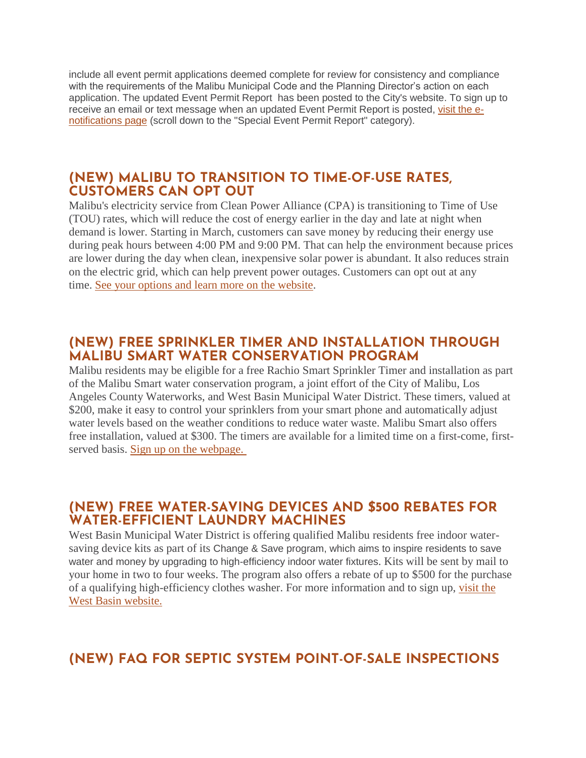include all event permit applications deemed complete for review for consistency and compliance with the requirements of the Malibu Municipal Code and the Planning Director's action on each application. The updated Event Permit Report has been posted to the City's website. To sign up to receive an email or text message when an updated Event Permit Report is posted, visit the e-notifications page (scroll down to the "Special Event Permit Report" category).

## (NEW) MALIBU TO TRANSITION TO TIME-OF-USE RATES, CUSTOMERS CAN OPT OUT

Malibu's electricity service from Clean Power Alliance (CPA) is transitioning to Time of Use (TOU) rates, which will reduce the cost of energy earlier in the day and late at night when demand is lower. Starting in March, customers can save money by reducing their energy use during peak hours between 4:00 PM and 9:00 PM. That can help the environment because prices are lower during the day when clean, inexpensive solar power is abundant. It also reduces strain on the electric grid, which can help prevent power outages. Customers can opt out at any time. See your options and learn more on the website.

## (NEW) FREE SPRINKLER TIMER AND INSTALLATION THROUGH MALIBU SMART WATER CONSERVATION PROGRAM

Malibu residents may be eligible for a free Rachio Smart Sprinkler Timer and installation as part of the Malibu Smart water conservation program, a joint effort of the City of Malibu, Los Angeles County Waterworks, and West Basin Municipal Water District. These timers, valued at $200, make it easy to control your sprinklers from your smart phone and automatically adjust water levels based on the weather conditions to reduce water waste. Malibu Smart also offers free installation, valued at $300. The timers are available for a limited time on a first-come, first-served basis. Sign up on the webpage.

## (NEW) FREE WATER-SAVING DEVICES AND $500 REBATES FOR WATER-EFFICIENT LAUNDRY MACHINES

West Basin Municipal Water District is offering qualified Malibu residents free indoor water-saving device kits as part of its Change & Save program, which aims to inspire residents to save water and money by upgrading to high-efficiency indoor water fixtures. Kits will be sent by mail to your home in two to four weeks. The program also offers a rebate of up to $500 for the purchase of a qualifying high-efficiency clothes washer. For more information and to sign up, visit the West Basin website.

## (NEW) FAQ FOR SEPTIC SYSTEM POINT-OF-SALE INSPECTIONS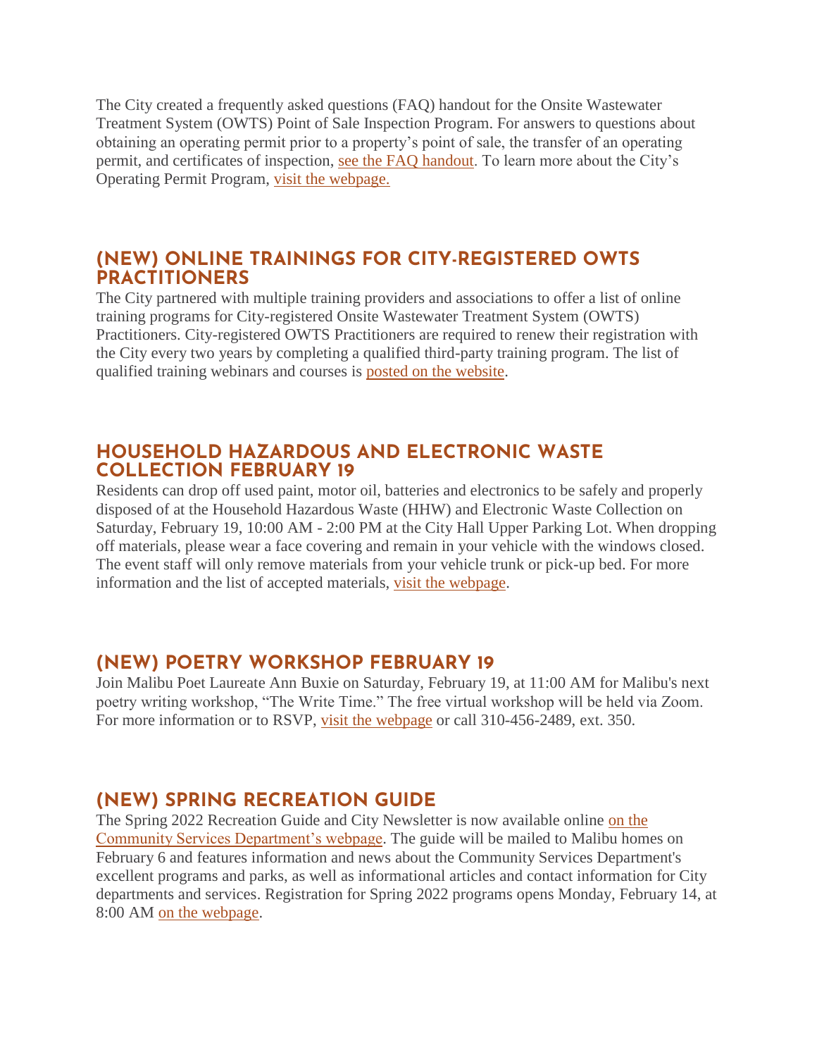The City created a frequently asked questions (FAQ) handout for the Onsite Wastewater Treatment System (OWTS) Point of Sale Inspection Program. For answers to questions about obtaining an operating permit prior to a property's point of sale, the transfer of an operating permit, and certificates of inspection, see the FAQ handout. To learn more about the City's Operating Permit Program, visit the webpage.

## (NEW) ONLINE TRAININGS FOR CITY-REGISTERED OWTS PRACTITIONERS

The City partnered with multiple training providers and associations to offer a list of online training programs for City-registered Onsite Wastewater Treatment System (OWTS) Practitioners. City-registered OWTS Practitioners are required to renew their registration with the City every two years by completing a qualified third-party training program. The list of qualified training webinars and courses is posted on the website.

## HOUSEHOLD HAZARDOUS AND ELECTRONIC WASTE COLLECTION FEBRUARY 19

Residents can drop off used paint, motor oil, batteries and electronics to be safely and properly disposed of at the Household Hazardous Waste (HHW) and Electronic Waste Collection on Saturday, February 19, 10:00 AM - 2:00 PM at the City Hall Upper Parking Lot. When dropping off materials, please wear a face covering and remain in your vehicle with the windows closed. The event staff will only remove materials from your vehicle trunk or pick-up bed. For more information and the list of accepted materials, visit the webpage.

## (NEW) POETRY WORKSHOP FEBRUARY 19

Join Malibu Poet Laureate Ann Buxie on Saturday, February 19, at 11:00 AM for Malibu's next poetry writing workshop, "The Write Time." The free virtual workshop will be held via Zoom. For more information or to RSVP, visit the webpage or call 310-456-2489, ext. 350.

## (NEW) SPRING RECREATION GUIDE

The Spring 2022 Recreation Guide and City Newsletter is now available online on the Community Services Department's webpage. The guide will be mailed to Malibu homes on February 6 and features information and news about the Community Services Department's excellent programs and parks, as well as informational articles and contact information for City departments and services. Registration for Spring 2022 programs opens Monday, February 14, at 8:00 AM on the webpage.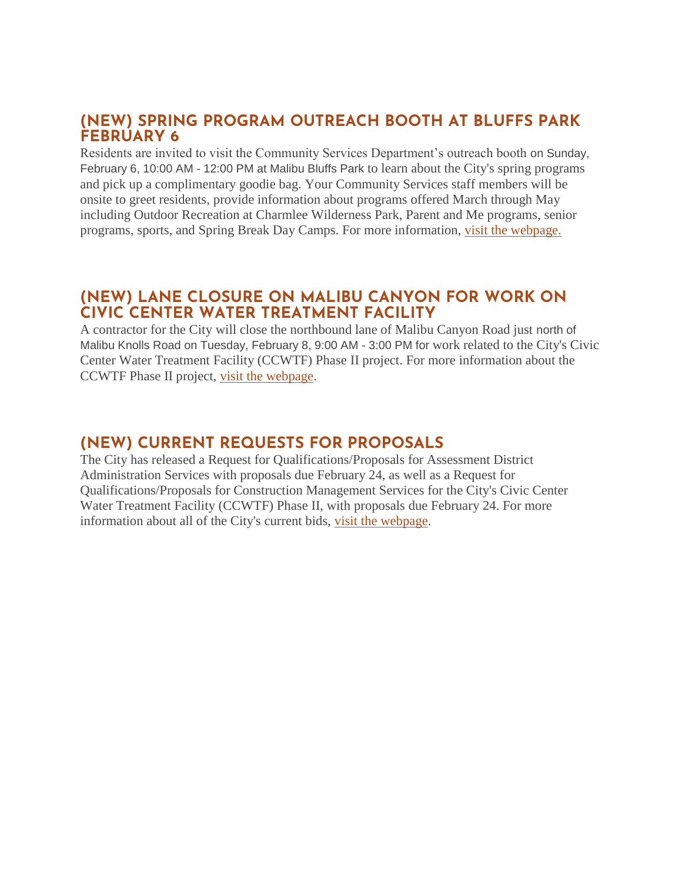## (NEW) SPRING PROGRAM OUTREACH BOOTH AT BLUFFS PARK FEBRUARY 6

Residents are invited to visit the Community Services Department's outreach booth on Sunday, February 6, 10:00 AM - 12:00 PM at Malibu Bluffs Park to learn about the City's spring programs and pick up a complimentary goodie bag. Your Community Services staff members will be onsite to greet residents, provide information about programs offered March through May including Outdoor Recreation at Charmlee Wilderness Park, Parent and Me programs, senior programs, sports, and Spring Break Day Camps. For more information, visit the webpage.

## (NEW) LANE CLOSURE ON MALIBU CANYON FOR WORK ON CIVIC CENTER WATER TREATMENT FACILITY

A contractor for the City will close the northbound lane of Malibu Canyon Road just north of Malibu Knolls Road on Tuesday, February 8, 9:00 AM - 3:00 PM for work related to the City's Civic Center Water Treatment Facility (CCWTF) Phase II project. For more information about the CCWTF Phase II project, visit the webpage.

## (NEW) CURRENT REQUESTS FOR PROPOSALS

The City has released a Request for Qualifications/Proposals for Assessment District Administration Services with proposals due February 24, as well as a Request for Qualifications/Proposals for Construction Management Services for the City's Civic Center Water Treatment Facility (CCWTF) Phase II, with proposals due February 24. For more information about all of the City's current bids, visit the webpage.